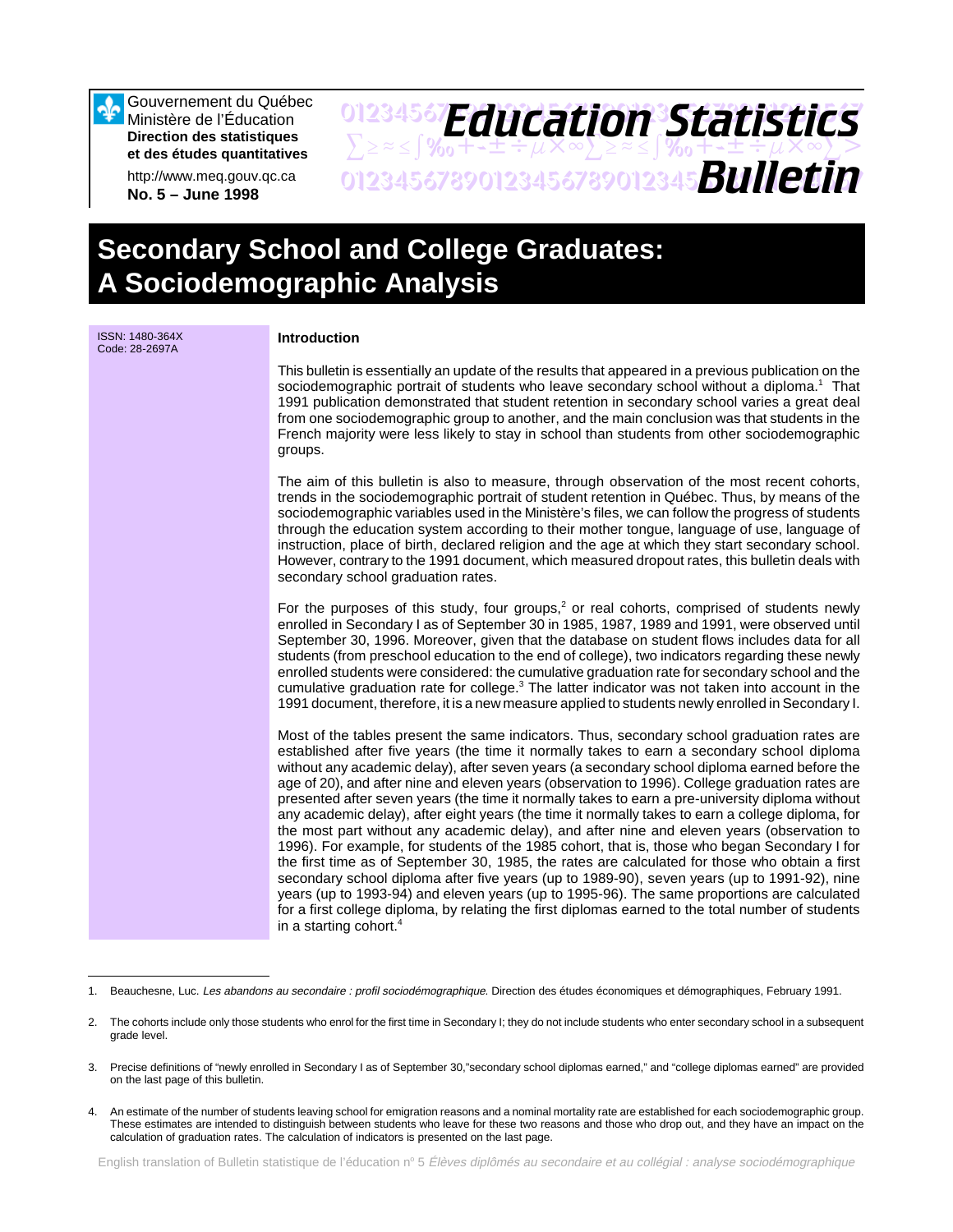Gouvernement du Québec
Ministère de l'Éducation
**Direction des statistiques et des études quantitatives**

http://www.meq.gouv.qc.ca
**No. 5 – June 1998**

# Education Statistics Bulletin

# Secondary School and College Graduates: A Sociodemographic Analysis

ISSN: 1480-364X
Code: 28-2697A

### Introduction

This bulletin is essentially an update of the results that appeared in a previous publication on the sociodemographic portrait of students who leave secondary school without a diploma.[1] That 1991 publication demonstrated that student retention in secondary school varies a great deal from one sociodemographic group to another, and the main conclusion was that students in the French majority were less likely to stay in school than students from other sociodemographic groups.

The aim of this bulletin is also to measure, through observation of the most recent cohorts, trends in the sociodemographic portrait of student retention in Québec. Thus, by means of the sociodemographic variables used in the Ministère's files, we can follow the progress of students through the education system according to their mother tongue, language of use, language of instruction, place of birth, declared religion and the age at which they start secondary school. However, contrary to the 1991 document, which measured dropout rates, this bulletin deals with secondary school graduation rates.

For the purposes of this study, four groups,[2] or real cohorts, comprised of students newly enrolled in Secondary I as of September 30 in 1985, 1987, 1989 and 1991, were observed until September 30, 1996. Moreover, given that the database on student flows includes data for all students (from preschool education to the end of college), two indicators regarding these newly enrolled students were considered: the cumulative graduation rate for secondary school and the cumulative graduation rate for college.[3] The latter indicator was not taken into account in the 1991 document, therefore, it is a new measure applied to students newly enrolled in Secondary I.

Most of the tables present the same indicators. Thus, secondary school graduation rates are established after five years (the time it normally takes to earn a secondary school diploma without any academic delay), after seven years (a secondary school diploma earned before the age of 20), and after nine and eleven years (observation to 1996). College graduation rates are presented after seven years (the time it normally takes to earn a pre-university diploma without any academic delay), after eight years (the time it normally takes to earn a college diploma, for the most part without any academic delay), and after nine and eleven years (observation to 1996). For example, for students of the 1985 cohort, that is, those who began Secondary I for the first time as of September 30, 1985, the rates are calculated for those who obtain a first secondary school diploma after five years (up to 1989-90), seven years (up to 1991-92), nine years (up to 1993-94) and eleven years (up to 1995-96). The same proportions are calculated for a first college diploma, by relating the first diplomas earned to the total number of students in a starting cohort.[4]

1. Beauchesne, Luc. *Les abandons au secondaire : profil sociodémographique.* Direction des études économiques et démographiques, February 1991.

2. The cohorts include only those students who enrol for the first time in Secondary I; they do not include students who enter secondary school in a subsequent grade level.

3. Precise definitions of "newly enrolled in Secondary I as of September 30,"secondary school diplomas earned," and "college diplomas earned" are provided on the last page of this bulletin.

4. An estimate of the number of students leaving school for emigration reasons and a nominal mortality rate are established for each sociodemographic group. These estimates are intended to distinguish between students who leave for these two reasons and those who drop out, and they have an impact on the calculation of graduation rates. The calculation of indicators is presented on the last page.

English translation of Bulletin statistique de l'éducation n° 5 *Élèves diplômés au secondaire et au collégial : analyse sociodémographique*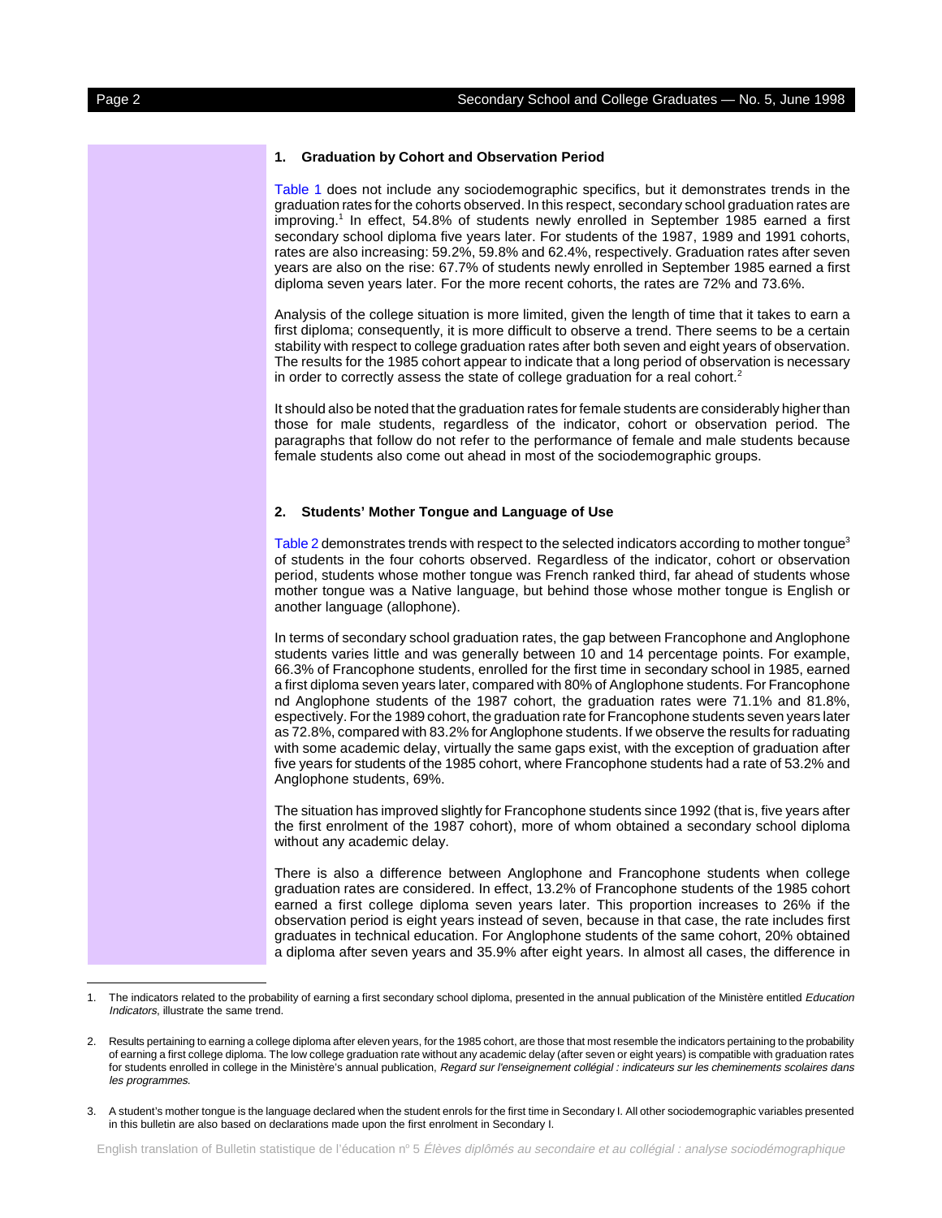## 1. Graduation by Cohort and Observation Period

Table 1 does not include any sociodemographic specifics, but it demonstrates trends in the graduation rates for the cohorts observed. In this respect, secondary school graduation rates are improving.[1] In effect, 54.8% of students newly enrolled in September 1985 earned a first secondary school diploma five years later. For students of the 1987, 1989 and 1991 cohorts, rates are also increasing: 59.2%, 59.8% and 62.4%, respectively. Graduation rates after seven years are also on the rise: 67.7% of students newly enrolled in September 1985 earned a first diploma seven years later. For the more recent cohorts, the rates are 72% and 73.6%.

Analysis of the college situation is more limited, given the length of time that it takes to earn a first diploma; consequently, it is more difficult to observe a trend. There seems to be a certain stability with respect to college graduation rates after both seven and eight years of observation. The results for the 1985 cohort appear to indicate that a long period of observation is necessary in order to correctly assess the state of college graduation for a real cohort.[2]

It should also be noted that the graduation rates for female students are considerably higher than those for male students, regardless of the indicator, cohort or observation period. The paragraphs that follow do not refer to the performance of female and male students because female students also come out ahead in most of the sociodemographic groups.

## 2. Students' Mother Tongue and Language of Use

Table 2 demonstrates trends with respect to the selected indicators according to mother tongue[3] of students in the four cohorts observed. Regardless of the indicator, cohort or observation period, students whose mother tongue was French ranked third, far ahead of students whose mother tongue was a Native language, but behind those whose mother tongue is English or another language (allophone).

In terms of secondary school graduation rates, the gap between Francophone and Anglophone students varies little and was generally between 10 and 14 percentage points. For example, 66.3% of Francophone students, enrolled for the first time in secondary school in 1985, earned a first diploma seven years later, compared with 80% of Anglophone students. For Francophone nd Anglophone students of the 1987 cohort, the graduation rates were 71.1% and 81.8%, espectively. For the 1989 cohort, the graduation rate for Francophone students seven years later as 72.8%, compared with 83.2% for Anglophone students. If we observe the results for raduating with some academic delay, virtually the same gaps exist, with the exception of graduation after five years for students of the 1985 cohort, where Francophone students had a rate of 53.2% and Anglophone students, 69%.

The situation has improved slightly for Francophone students since 1992 (that is, five years after the first enrolment of the 1987 cohort), more of whom obtained a secondary school diploma without any academic delay.

There is also a difference between Anglophone and Francophone students when college graduation rates are considered. In effect, 13.2% of Francophone students of the 1985 cohort earned a first college diploma seven years later. This proportion increases to 26% if the observation period is eight years instead of seven, because in that case, the rate includes first graduates in technical education. For Anglophone students of the same cohort, 20% obtained a diploma after seven years and 35.9% after eight years. In almost all cases, the difference in

---

1. The indicators related to the probability of earning a first secondary school diploma, presented in the annual publication of the Ministère entitled *Education Indicators*, illustrate the same trend.

2. Results pertaining to earning a college diploma after eleven years, for the 1985 cohort, are those that most resemble the indicators pertaining to the probability of earning a first college diploma. The low college graduation rate without any academic delay (after seven or eight years) is compatible with graduation rates for students enrolled in college in the Ministère's annual publication, *Regard sur l'enseignement collégial : indicateurs sur les cheminements scolaires dans les programmes.*

3. A student's mother tongue is the language declared when the student enrols for the first time in Secondary I. All other sociodemographic variables presented in this bulletin are also based on declarations made upon the first enrolment in Secondary I.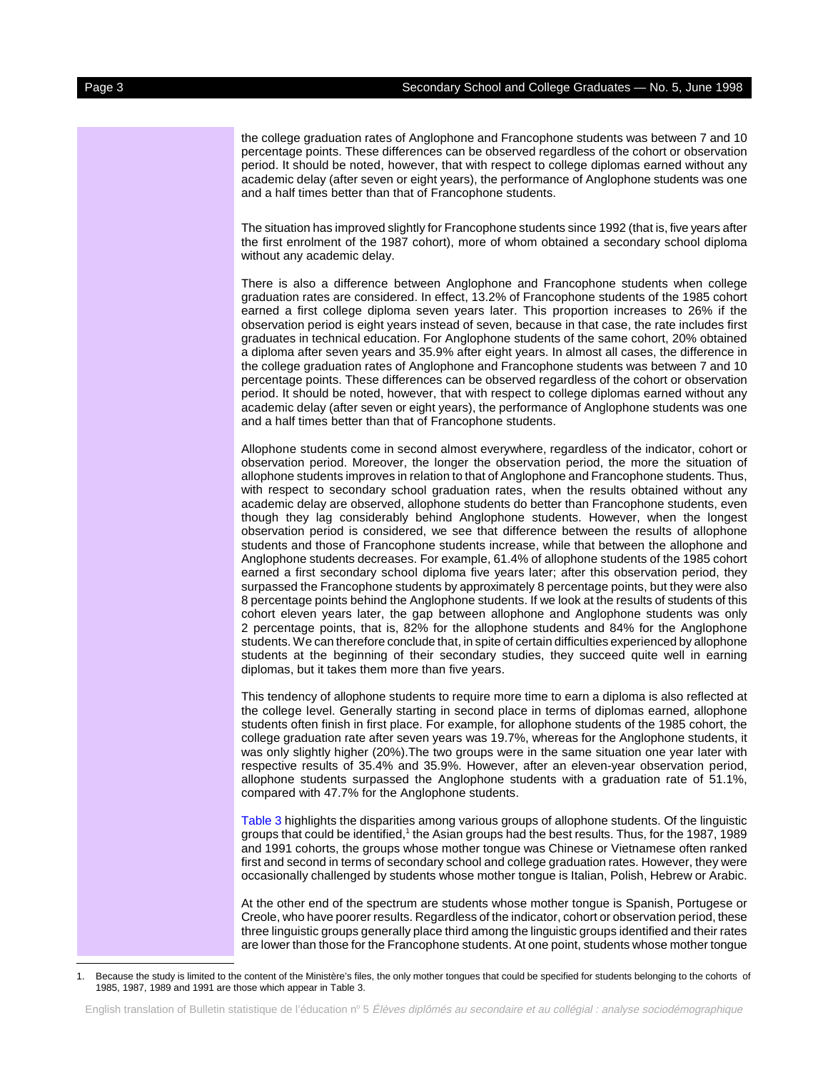the college graduation rates of Anglophone and Francophone students was between 7 and 10 percentage points. These differences can be observed regardless of the cohort or observation period. It should be noted, however, that with respect to college diplomas earned without any academic delay (after seven or eight years), the performance of Anglophone students was one and a half times better than that of Francophone students.

The situation has improved slightly for Francophone students since 1992 (that is, five years after the first enrolment of the 1987 cohort), more of whom obtained a secondary school diploma without any academic delay.

There is also a difference between Anglophone and Francophone students when college graduation rates are considered. In effect, 13.2% of Francophone students of the 1985 cohort earned a first college diploma seven years later. This proportion increases to 26% if the observation period is eight years instead of seven, because in that case, the rate includes first graduates in technical education. For Anglophone students of the same cohort, 20% obtained a diploma after seven years and 35.9% after eight years. In almost all cases, the difference in the college graduation rates of Anglophone and Francophone students was between 7 and 10 percentage points. These differences can be observed regardless of the cohort or observation period. It should be noted, however, that with respect to college diplomas earned without any academic delay (after seven or eight years), the performance of Anglophone students was one and a half times better than that of Francophone students.

Allophone students come in second almost everywhere, regardless of the indicator, cohort or observation period. Moreover, the longer the observation period, the more the situation of allophone students improves in relation to that of Anglophone and Francophone students. Thus, with respect to secondary school graduation rates, when the results obtained without any academic delay are observed, allophone students do better than Francophone students, even though they lag considerably behind Anglophone students. However, when the longest observation period is considered, we see that difference between the results of allophone students and those of Francophone students increase, while that between the allophone and Anglophone students decreases. For example, 61.4% of allophone students of the 1985 cohort earned a first secondary school diploma five years later; after this observation period, they surpassed the Francophone students by approximately 8 percentage points, but they were also 8 percentage points behind the Anglophone students. If we look at the results of students of this cohort eleven years later, the gap between allophone and Anglophone students was only 2 percentage points, that is, 82% for the allophone students and 84% for the Anglophone students. We can therefore conclude that, in spite of certain difficulties experienced by allophone students at the beginning of their secondary studies, they succeed quite well in earning diplomas, but it takes them more than five years.

This tendency of allophone students to require more time to earn a diploma is also reflected at the college level. Generally starting in second place in terms of diplomas earned, allophone students often finish in first place. For example, for allophone students of the 1985 cohort, the college graduation rate after seven years was 19.7%, whereas for the Anglophone students, it was only slightly higher (20%).The two groups were in the same situation one year later with respective results of 35.4% and 35.9%. However, after an eleven-year observation period, allophone students surpassed the Anglophone students with a graduation rate of 51.1%, compared with 47.7% for the Anglophone students.

Table 3 highlights the disparities among various groups of allophone students. Of the linguistic groups that could be identified,[1] the Asian groups had the best results. Thus, for the 1987, 1989 and 1991 cohorts, the groups whose mother tongue was Chinese or Vietnamese often ranked first and second in terms of secondary school and college graduation rates. However, they were occasionally challenged by students whose mother tongue is Italian, Polish, Hebrew or Arabic.

At the other end of the spectrum are students whose mother tongue is Spanish, Portugese or Creole, who have poorer results. Regardless of the indicator, cohort or observation period, these three linguistic groups generally place third among the linguistic groups identified and their rates are lower than those for the Francophone students. At one point, students whose mother tongue

1. Because the study is limited to the content of the Ministère's files, the only mother tongues that could be specified for students belonging to the cohorts of 1985, 1987, 1989 and 1991 are those which appear in Table 3.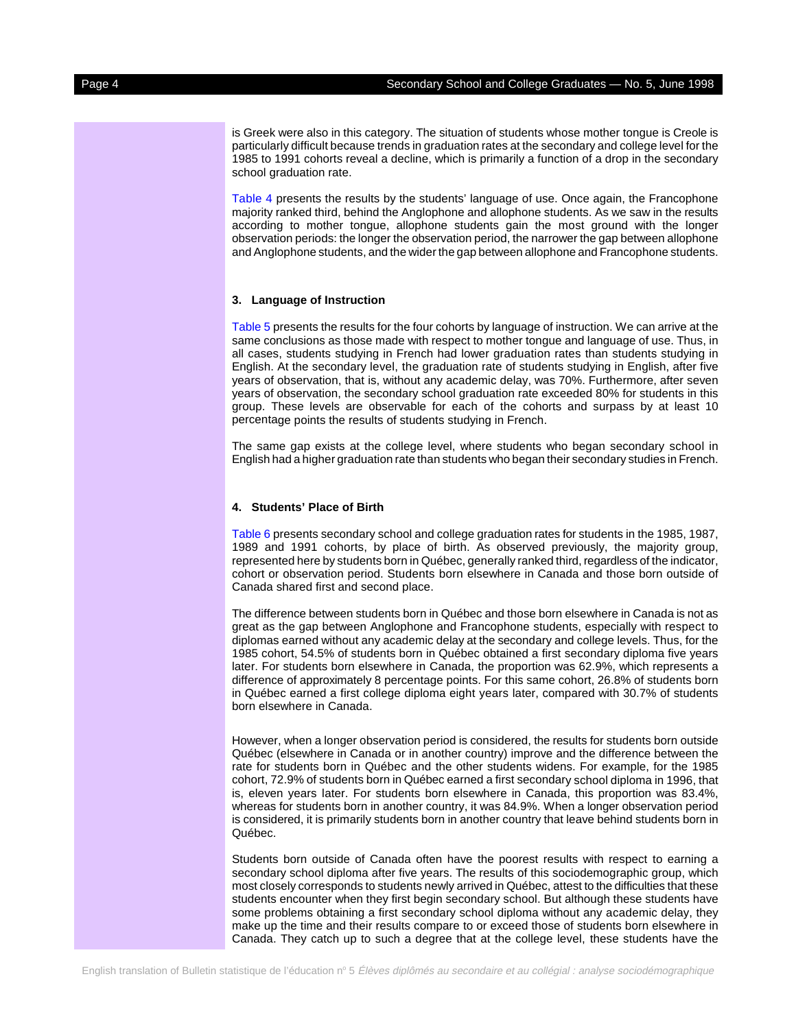is Greek were also in this category. The situation of students whose mother tongue is Creole is particularly difficult because trends in graduation rates at the secondary and college level for the 1985 to 1991 cohorts reveal a decline, which is primarily a function of a drop in the secondary school graduation rate.

Table 4 presents the results by the students' language of use. Once again, the Francophone majority ranked third, behind the Anglophone and allophone students. As we saw in the results according to mother tongue, allophone students gain the most ground with the longer observation periods: the longer the observation period, the narrower the gap between allophone and Anglophone students, and the wider the gap between allophone and Francophone students.

### 3. Language of Instruction

Table 5 presents the results for the four cohorts by language of instruction. We can arrive at the same conclusions as those made with respect to mother tongue and language of use. Thus, in all cases, students studying in French had lower graduation rates than students studying in English. At the secondary level, the graduation rate of students studying in English, after five years of observation, that is, without any academic delay, was 70%. Furthermore, after seven years of observation, the secondary school graduation rate exceeded 80% for students in this group. These levels are observable for each of the cohorts and surpass by at least 10 percentage points the results of students studying in French.

The same gap exists at the college level, where students who began secondary school in English had a higher graduation rate than students who began their secondary studies in French.

### 4. Students' Place of Birth

Table 6 presents secondary school and college graduation rates for students in the 1985, 1987, 1989 and 1991 cohorts, by place of birth. As observed previously, the majority group, represented here by students born in Québec, generally ranked third, regardless of the indicator, cohort or observation period. Students born elsewhere in Canada and those born outside of Canada shared first and second place.

The difference between students born in Québec and those born elsewhere in Canada is not as great as the gap between Anglophone and Francophone students, especially with respect to diplomas earned without any academic delay at the secondary and college levels. Thus, for the 1985 cohort, 54.5% of students born in Québec obtained a first secondary diploma five years later. For students born elsewhere in Canada, the proportion was 62.9%, which represents a difference of approximately 8 percentage points. For this same cohort, 26.8% of students born in Québec earned a first college diploma eight years later, compared with 30.7% of students born elsewhere in Canada.

However, when a longer observation period is considered, the results for students born outside Québec (elsewhere in Canada or in another country) improve and the difference between the rate for students born in Québec and the other students widens. For example, for the 1985 cohort, 72.9% of students born in Québec earned a first secondary school diploma in 1996, that is, eleven years later. For students born elsewhere in Canada, this proportion was 83.4%, whereas for students born in another country, it was 84.9%. When a longer observation period is considered, it is primarily students born in another country that leave behind students born in Québec.

Students born outside of Canada often have the poorest results with respect to earning a secondary school diploma after five years. The results of this sociodemographic group, which most closely corresponds to students newly arrived in Québec, attest to the difficulties that these students encounter when they first begin secondary school. But although these students have some problems obtaining a first secondary school diploma without any academic delay, they make up the time and their results compare to or exceed those of students born elsewhere in Canada. They catch up to such a degree that at the college level, these students have the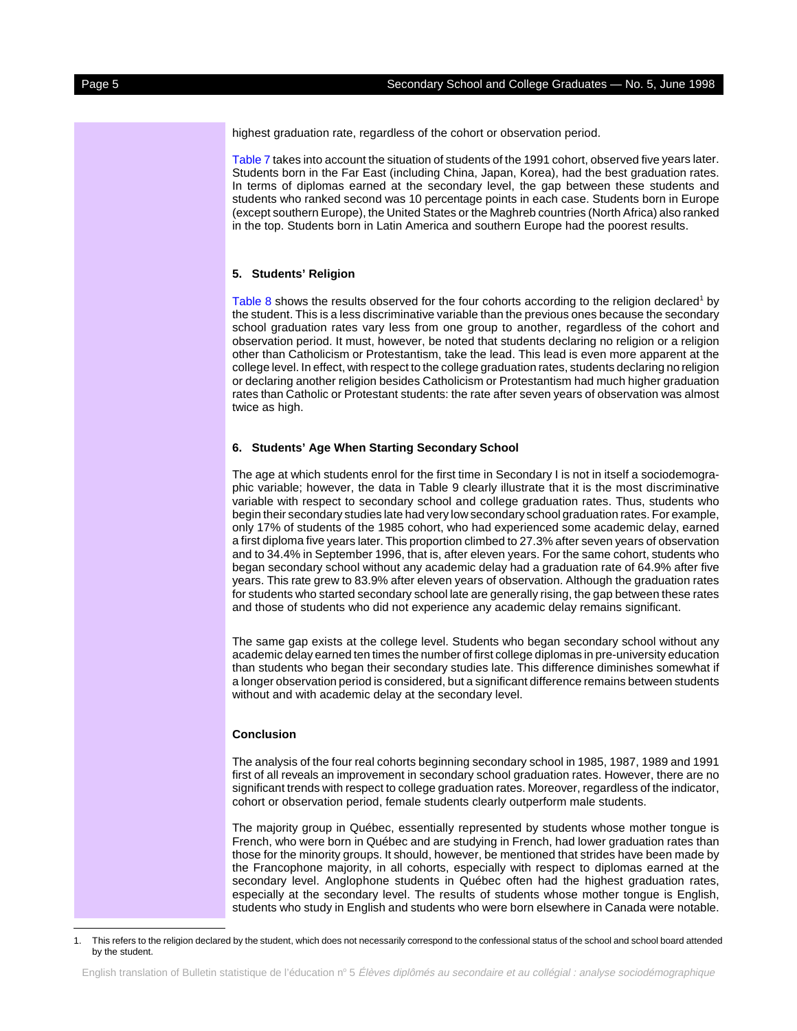highest graduation rate, regardless of the cohort or observation period.

Table 7 takes into account the situation of students of the 1991 cohort, observed five years later. Students born in the Far East (including China, Japan, Korea), had the best graduation rates. In terms of diplomas earned at the secondary level, the gap between these students and students who ranked second was 10 percentage points in each case. Students born in Europe (except southern Europe), the United States or the Maghreb countries (North Africa) also ranked in the top. Students born in Latin America and southern Europe had the poorest results.

### 5. Students' Religion

Table 8 shows the results observed for the four cohorts according to the religion declared[1] by the student. This is a less discriminative variable than the previous ones because the secondary school graduation rates vary less from one group to another, regardless of the cohort and observation period. It must, however, be noted that students declaring no religion or a religion other than Catholicism or Protestantism, take the lead. This lead is even more apparent at the college level. In effect, with respect to the college graduation rates, students declaring no religion or declaring another religion besides Catholicism or Protestantism had much higher graduation rates than Catholic or Protestant students: the rate after seven years of observation was almost twice as high.

### 6. Students' Age When Starting Secondary School

The age at which students enrol for the first time in Secondary I is not in itself a sociodemographic variable; however, the data in Table 9 clearly illustrate that it is the most discriminative variable with respect to secondary school and college graduation rates. Thus, students who begin their secondary studies late had very low secondary school graduation rates. For example, only 17% of students of the 1985 cohort, who had experienced some academic delay, earned a first diploma five years later. This proportion climbed to 27.3% after seven years of observation and to 34.4% in September 1996, that is, after eleven years. For the same cohort, students who began secondary school without any academic delay had a graduation rate of 64.9% after five years. This rate grew to 83.9% after eleven years of observation. Although the graduation rates for students who started secondary school late are generally rising, the gap between these rates and those of students who did not experience any academic delay remains significant.

The same gap exists at the college level. Students who began secondary school without any academic delay earned ten times the number of first college diplomas in pre-university education than students who began their secondary studies late. This difference diminishes somewhat if a longer observation period is considered, but a significant difference remains between students without and with academic delay at the secondary level.

### Conclusion

The analysis of the four real cohorts beginning secondary school in 1985, 1987, 1989 and 1991 first of all reveals an improvement in secondary school graduation rates. However, there are no significant trends with respect to college graduation rates. Moreover, regardless of the indicator, cohort or observation period, female students clearly outperform male students.

The majority group in Québec, essentially represented by students whose mother tongue is French, who were born in Québec and are studying in French, had lower graduation rates than those for the minority groups. It should, however, be mentioned that strides have been made by the Francophone majority, in all cohorts, especially with respect to diplomas earned at the secondary level. Anglophone students in Québec often had the highest graduation rates, especially at the secondary level. The results of students whose mother tongue is English, students who study in English and students who were born elsewhere in Canada were notable.

1. This refers to the religion declared by the student, which does not necessarily correspond to the confessional status of the school and school board attended by the student.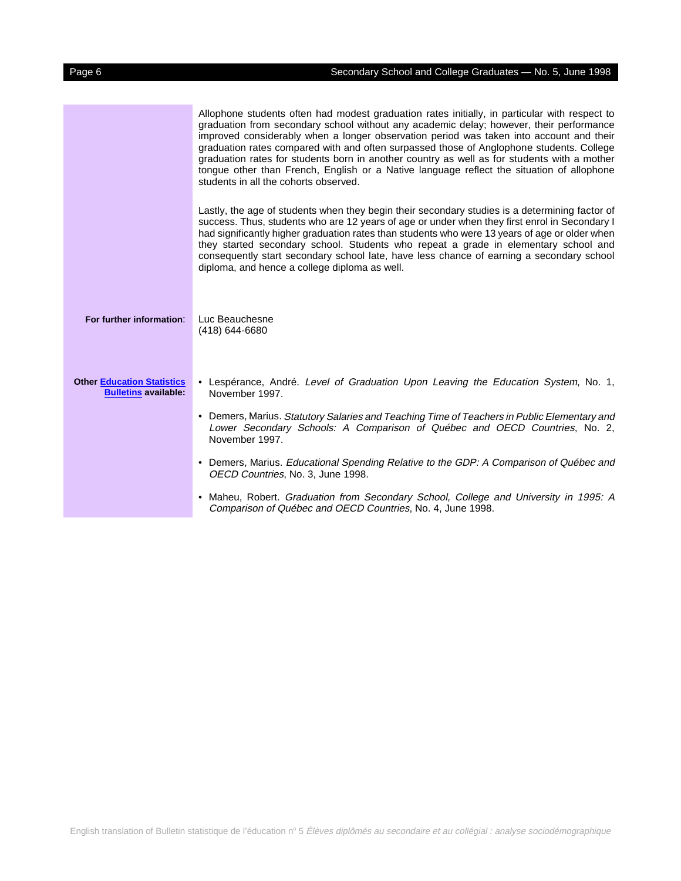Allophone students often had modest graduation rates initially, in particular with respect to graduation from secondary school without any academic delay; however, their performance improved considerably when a longer observation period was taken into account and their graduation rates compared with and often surpassed those of Anglophone students. College graduation rates for students born in another country as well as for students with a mother tongue other than French, English or a Native language reflect the situation of allophone students in all the cohorts observed.

Lastly, the age of students when they begin their secondary studies is a determining factor of success. Thus, students who are 12 years of age or under when they first enrol in Secondary I had significantly higher graduation rates than students who were 13 years of age or older when they started secondary school. Students who repeat a grade in elementary school and consequently start secondary school late, have less chance of earning a secondary school diploma, and hence a college diploma as well.

**For further information**: Luc Beauchesne
(418) 644-6680

**Other Education Statistics Bulletins available:**

- Lespérance, André. *Level of Graduation Upon Leaving the Education System*, No. 1, November 1997.
- Demers, Marius. *Statutory Salaries and Teaching Time of Teachers in Public Elementary and Lower Secondary Schools: A Comparison of Québec and OECD Countries*, No. 2, November 1997.
- Demers, Marius. *Educational Spending Relative to the GDP: A Comparison of Québec and OECD Countries*, No. 3, June 1998.
- Maheu, Robert. *Graduation from Secondary School, College and University in 1995: A Comparison of Québec and OECD Countries*, No. 4, June 1998.

English translation of Bulletin statistique de l'éducation n° 5 *Élèves diplômés au secondaire et au collégial : analyse sociodémographique*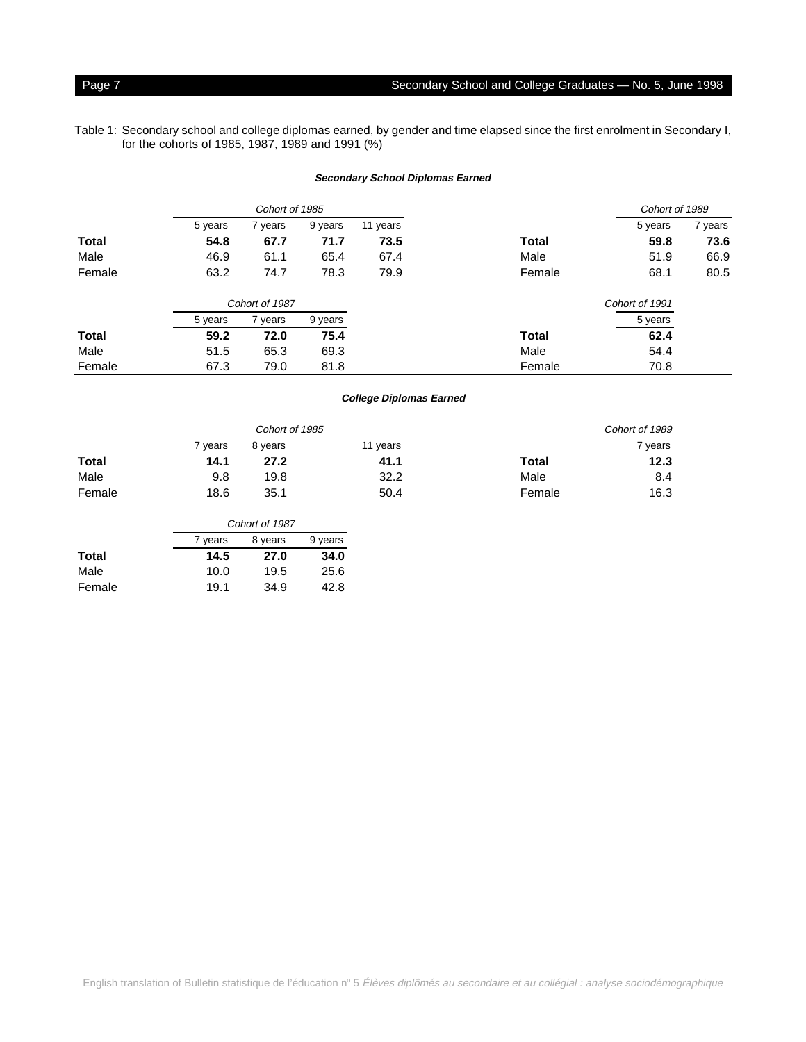Table 1: Secondary school and college diplomas earned, by gender and time elapsed since the first enrolment in Secondary I, for the cohorts of 1985, 1987, 1989 and 1991 (%)

***Secondary School Diplomas Earned***

| | *Cohort of 1985* | | | |
|---|---|---|---|---|
| | 5 years | 7 years | 9 years | 11 years |
| **Total** | **54.8** | **67.7** | **71.7** | **73.5** |
| Male | 46.9 | 61.1 | 65.4 | 67.4 |
| Female | 63.2 | 74.7 | 78.3 | 79.9 |

| | *Cohort of 1987* | | |
|---|---|---|---|
| | 5 years | 7 years | 9 years |
| **Total** | **59.2** | **72.0** | **75.4** |
| Male | 51.5 | 65.3 | 69.3 |
| Female | 67.3 | 79.0 | 81.8 |

| | *Cohort of 1989* | |
|---|---|---|
| | 5 years | 7 years |
| **Total** | **59.8** | **73.6** |
| Male | 51.9 | 66.9 |
| Female | 68.1 | 80.5 |

| | *Cohort of 1991* |
|---|---|
| | 5 years |
| **Total** | **62.4** |
| Male | 54.4 |
| Female | 70.8 |

***College Diplomas Earned***

| | *Cohort of 1985* | | |
|---|---|---|---|
| | 7 years | 8 years | 11 years |
| **Total** | **14.1** | **27.2** | **41.1** |
| Male | 9.8 | 19.8 | 32.2 |
| Female | 18.6 | 35.1 | 50.4 |

| | *Cohort of 1987* | | |
|---|---|---|---|
| | 7 years | 8 years | 9 years |
| **Total** | **14.5** | **27.0** | **34.0** |
| Male | 10.0 | 19.5 | 25.6 |
| Female | 19.1 | 34.9 | 42.8 |

| | *Cohort of 1989* |
|---|---|
| | 7 years |
| **Total** | **12.3** |
| Male | 8.4 |
| Female | 16.3 |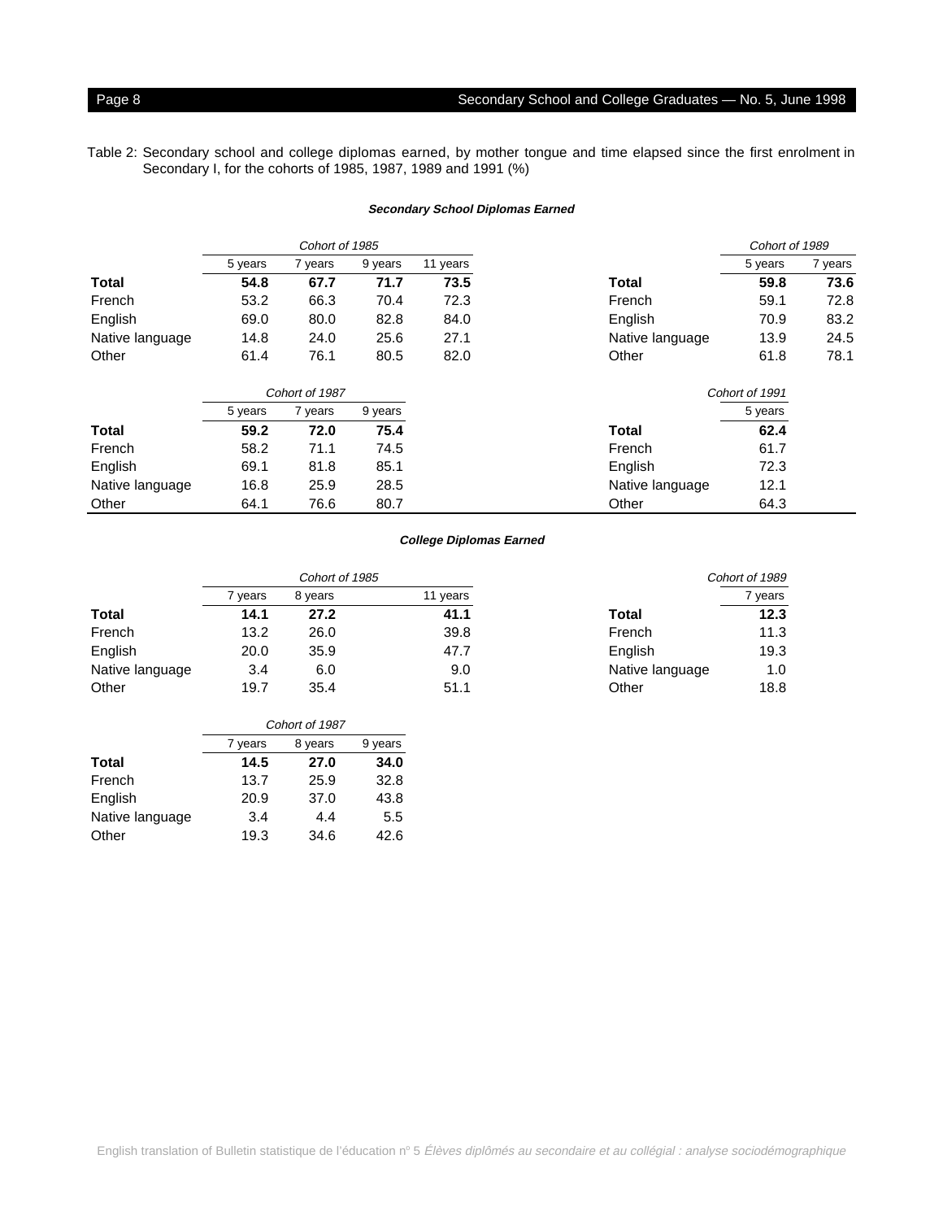Table 2: Secondary school and college diplomas earned, by mother tongue and time elapsed since the first enrolment in Secondary I, for the cohorts of 1985, 1987, 1989 and 1991 (%)

***Secondary School Diplomas Earned***

| | *Cohort of 1985* | | | |
|---|---|---|---|---|
| | 5 years | 7 years | 9 years | 11 years |
| **Total** | **54.8** | **67.7** | **71.7** | **73.5** |
| French | 53.2 | 66.3 | 70.4 | 72.3 |
| English | 69.0 | 80.0 | 82.8 | 84.0 |
| Native language | 14.8 | 24.0 | 25.6 | 27.1 |
| Other | 61.4 | 76.1 | 80.5 | 82.0 |

| | *Cohort of 1989* | |
|---|---|---|
| | 5 years | 7 years |
| **Total** | **59.8** | **73.6** |
| French | 59.1 | 72.8 |
| English | 70.9 | 83.2 |
| Native language | 13.9 | 24.5 |
| Other | 61.8 | 78.1 |

| | *Cohort of 1987* | | |
|---|---|---|---|
| | 5 years | 7 years | 9 years |
| **Total** | **59.2** | **72.0** | **75.4** |
| French | 58.2 | 71.1 | 74.5 |
| English | 69.1 | 81.8 | 85.1 |
| Native language | 16.8 | 25.9 | 28.5 |
| Other | 64.1 | 76.6 | 80.7 |

| | *Cohort of 1991* |
|---|---|
| | 5 years |
| **Total** | **62.4** |
| French | 61.7 |
| English | 72.3 |
| Native language | 12.1 |
| Other | 64.3 |

***College Diplomas Earned***

| | *Cohort of 1985* | | |
|---|---|---|---|
| | 7 years | 8 years | 11 years |
| **Total** | **14.1** | **27.2** | **41.1** |
| French | 13.2 | 26.0 | 39.8 |
| English | 20.0 | 35.9 | 47.7 |
| Native language | 3.4 | 6.0 | 9.0 |
| Other | 19.7 | 35.4 | 51.1 |

| | *Cohort of 1989* |
|---|---|
| | 7 years |
| **Total** | **12.3** |
| French | 11.3 |
| English | 19.3 |
| Native language | 1.0 |
| Other | 18.8 |

| | *Cohort of 1987* | | |
|---|---|---|---|
| | 7 years | 8 years | 9 years |
| **Total** | **14.5** | **27.0** | **34.0** |
| French | 13.7 | 25.9 | 32.8 |
| English | 20.9 | 37.0 | 43.8 |
| Native language | 3.4 | 4.4 | 5.5 |
| Other | 19.3 | 34.6 | 42.6 |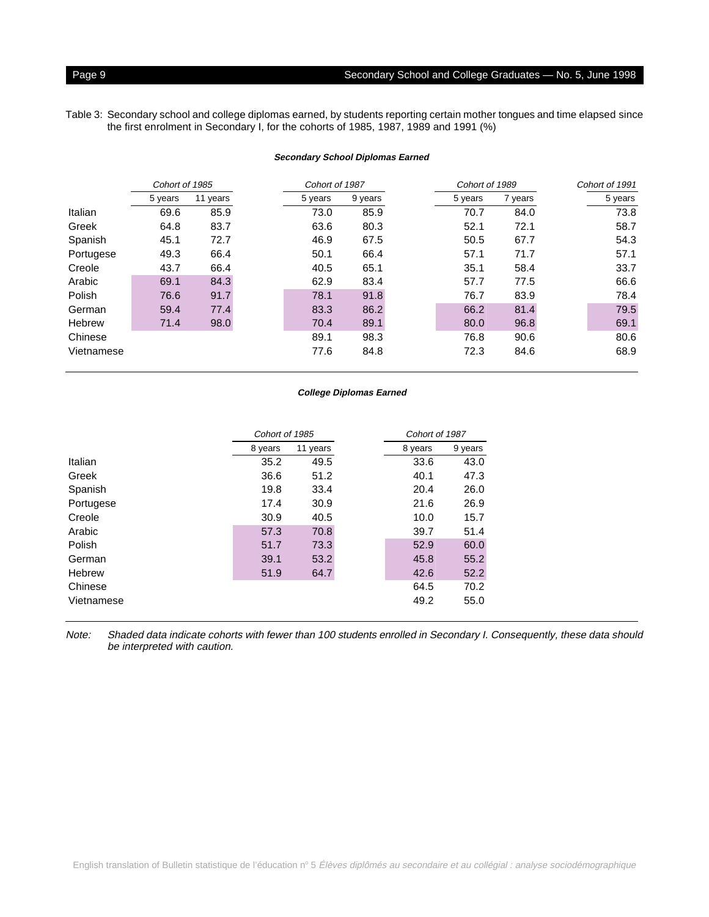Table 3: Secondary school and college diplomas earned, by students reporting certain mother tongues and time elapsed since the first enrolment in Secondary I, for the cohorts of 1985, 1987, 1989 and 1991 (%)

***Secondary School Diplomas Earned***

| | *Cohort of 1985* | | *Cohort of 1987* | | *Cohort of 1989* | | *Cohort of 1991* |
|---|---|---|---|---|---|---|---|
| | 5 years | 11 years | 5 years | 9 years | 5 years | 7 years | 5 years |
| Italian | 69.6 | 85.9 | 73.0 | 85.9 | 70.7 | 84.0 | 73.8 |
| Greek | 64.8 | 83.7 | 63.6 | 80.3 | 52.1 | 72.1 | 58.7 |
| Spanish | 45.1 | 72.7 | 46.9 | 67.5 | 50.5 | 67.7 | 54.3 |
| Portugese | 49.3 | 66.4 | 50.1 | 66.4 | 57.1 | 71.7 | 57.1 |
| Creole | 43.7 | 66.4 | 40.5 | 65.1 | 35.1 | 58.4 | 33.7 |
| Arabic | 69.1 | 84.3 | 62.9 | 83.4 | 57.7 | 77.5 | 66.6 |
| Polish | 76.6 | 91.7 | 78.1 | 91.8 | 76.7 | 83.9 | 78.4 |
| German | 59.4 | 77.4 | 83.3 | 86.2 | 66.2 | 81.4 | 79.5 |
| Hebrew | 71.4 | 98.0 | 70.4 | 89.1 | 80.0 | 96.8 | 69.1 |
| Chinese | | | 89.1 | 98.3 | 76.8 | 90.6 | 80.6 |
| Vietnamese | | | 77.6 | 84.8 | 72.3 | 84.6 | 68.9 |

***College Diplomas Earned***

| | *Cohort of 1985* | | *Cohort of 1987* | |
|---|---|---|---|---|
| | 8 years | 11 years | 8 years | 9 years |
| Italian | 35.2 | 49.5 | 33.6 | 43.0 |
| Greek | 36.6 | 51.2 | 40.1 | 47.3 |
| Spanish | 19.8 | 33.4 | 20.4 | 26.0 |
| Portugese | 17.4 | 30.9 | 21.6 | 26.9 |
| Creole | 30.9 | 40.5 | 10.0 | 15.7 |
| Arabic | 57.3 | 70.8 | 39.7 | 51.4 |
| Polish | 51.7 | 73.3 | 52.9 | 60.0 |
| German | 39.1 | 53.2 | 45.8 | 55.2 |
| Hebrew | 51.9 | 64.7 | 42.6 | 52.2 |
| Chinese | | | 64.5 | 70.2 |
| Vietnamese | | | 49.2 | 55.0 |

*Note: Shaded data indicate cohorts with fewer than 100 students enrolled in Secondary I. Consequently, these data should be interpreted with caution.*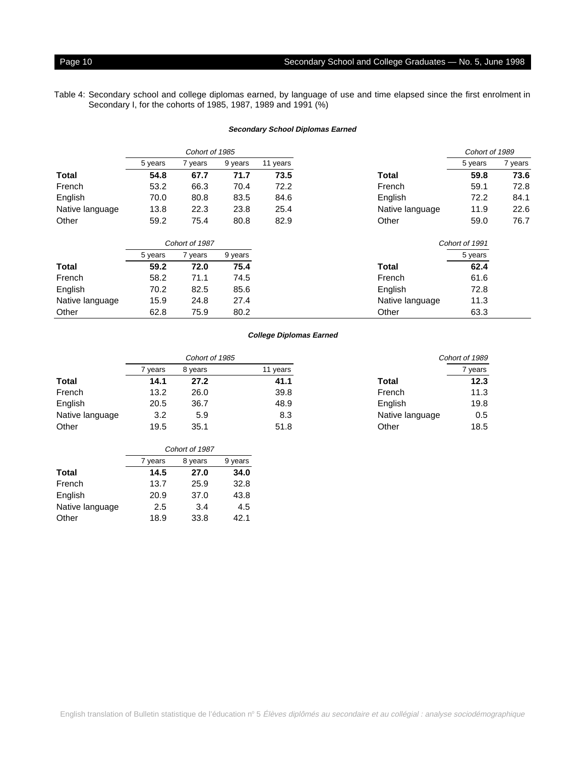Table 4: Secondary school and college diplomas earned, by language of use and time elapsed since the first enrolment in Secondary I, for the cohorts of 1985, 1987, 1989 and 1991 (%)

**_Secondary School Diplomas Earned_**

| | *Cohort of 1985* | | | |
|---|---|---|---|---|
| | 5 years | 7 years | 9 years | 11 years |
| **Total** | **54.8** | **67.7** | **71.7** | **73.5** |
| French | 53.2 | 66.3 | 70.4 | 72.2 |
| English | 70.0 | 80.8 | 83.5 | 84.6 |
| Native language | 13.8 | 22.3 | 23.8 | 25.4 |
| Other | 59.2 | 75.4 | 80.8 | 82.9 |

| | *Cohort of 1989* | |
|---|---|---|
| | 5 years | 7 years |
| **Total** | **59.8** | **73.6** |
| French | 59.1 | 72.8 |
| English | 72.2 | 84.1 |
| Native language | 11.9 | 22.6 |
| Other | 59.0 | 76.7 |

| | *Cohort of 1987* | | |
|---|---|---|---|
| | 5 years | 7 years | 9 years |
| **Total** | **59.2** | **72.0** | **75.4** |
| French | 58.2 | 71.1 | 74.5 |
| English | 70.2 | 82.5 | 85.6 |
| Native language | 15.9 | 24.8 | 27.4 |
| Other | 62.8 | 75.9 | 80.2 |

| | *Cohort of 1991* |
|---|---|
| | 5 years |
| **Total** | **62.4** |
| French | 61.6 |
| English | 72.8 |
| Native language | 11.3 |
| Other | 63.3 |

**_College Diplomas Earned_**

| | *Cohort of 1985* | | |
|---|---|---|---|
| | 7 years | 8 years | 11 years |
| **Total** | **14.1** | **27.2** | **41.1** |
| French | 13.2 | 26.0 | 39.8 |
| English | 20.5 | 36.7 | 48.9 |
| Native language | 3.2 | 5.9 | 8.3 |
| Other | 19.5 | 35.1 | 51.8 |

| | *Cohort of 1989* |
|---|---|
| | 7 years |
| **Total** | **12.3** |
| French | 11.3 |
| English | 19.8 |
| Native language | 0.5 |
| Other | 18.5 |

| | *Cohort of 1987* | | |
|---|---|---|---|
| | 7 years | 8 years | 9 years |
| **Total** | **14.5** | **27.0** | **34.0** |
| French | 13.7 | 25.9 | 32.8 |
| English | 20.9 | 37.0 | 43.8 |
| Native language | 2.5 | 3.4 | 4.5 |
| Other | 18.9 | 33.8 | 42.1 |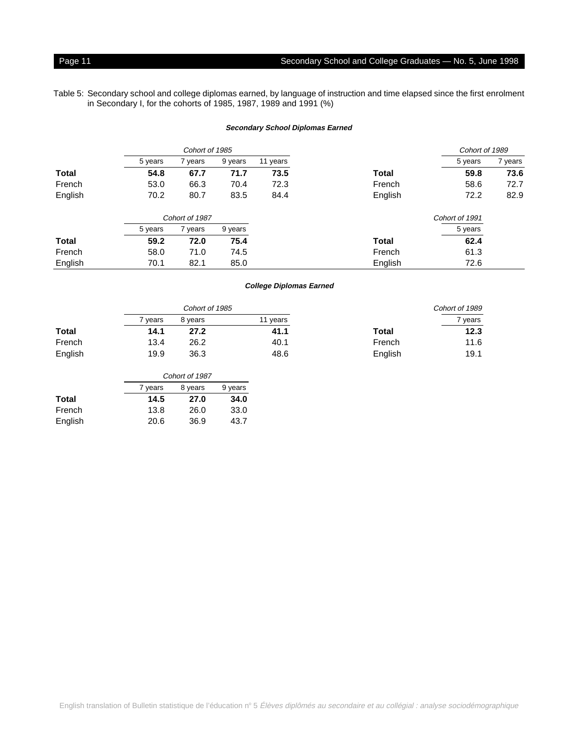Table 5: Secondary school and college diplomas earned, by language of instruction and time elapsed since the first enrolment in Secondary I, for the cohorts of 1985, 1987, 1989 and 1991 (%)

***Secondary School Diplomas Earned***

| | *Cohort of 1985* | | | |
|---|---|---|---|---|
| | 5 years | 7 years | 9 years | 11 years |
| **Total** | **54.8** | **67.7** | **71.7** | **73.5** |
| French | 53.0 | 66.3 | 70.4 | 72.3 |
| English | 70.2 | 80.7 | 83.5 | 84.4 |

| | *Cohort of 1989* | |
|---|---|---|
| | 5 years | 7 years |
| **Total** | **59.8** | **73.6** |
| French | 58.6 | 72.7 |
| English | 72.2 | 82.9 |

| | *Cohort of 1987* | | |
|---|---|---|---|
| | 5 years | 7 years | 9 years |
| **Total** | **59.2** | **72.0** | **75.4** |
| French | 58.0 | 71.0 | 74.5 |
| English | 70.1 | 82.1 | 85.0 |

| | *Cohort of 1991* |
|---|---|
| | 5 years |
| **Total** | **62.4** |
| French | 61.3 |
| English | 72.6 |

***College Diplomas Earned***

| | *Cohort of 1985* | | |
|---|---|---|---|
| | 7 years | 8 years | 11 years |
| **Total** | **14.1** | **27.2** | **41.1** |
| French | 13.4 | 26.2 | 40.1 |
| English | 19.9 | 36.3 | 48.6 |

| | *Cohort of 1989* |
|---|---|
| | 7 years |
| **Total** | **12.3** |
| French | 11.6 |
| English | 19.1 |

| | *Cohort of 1987* | | |
|---|---|---|---|
| | 7 years | 8 years | 9 years |
| **Total** | **14.5** | **27.0** | **34.0** |
| French | 13.8 | 26.0 | 33.0 |
| English | 20.6 | 36.9 | 43.7 |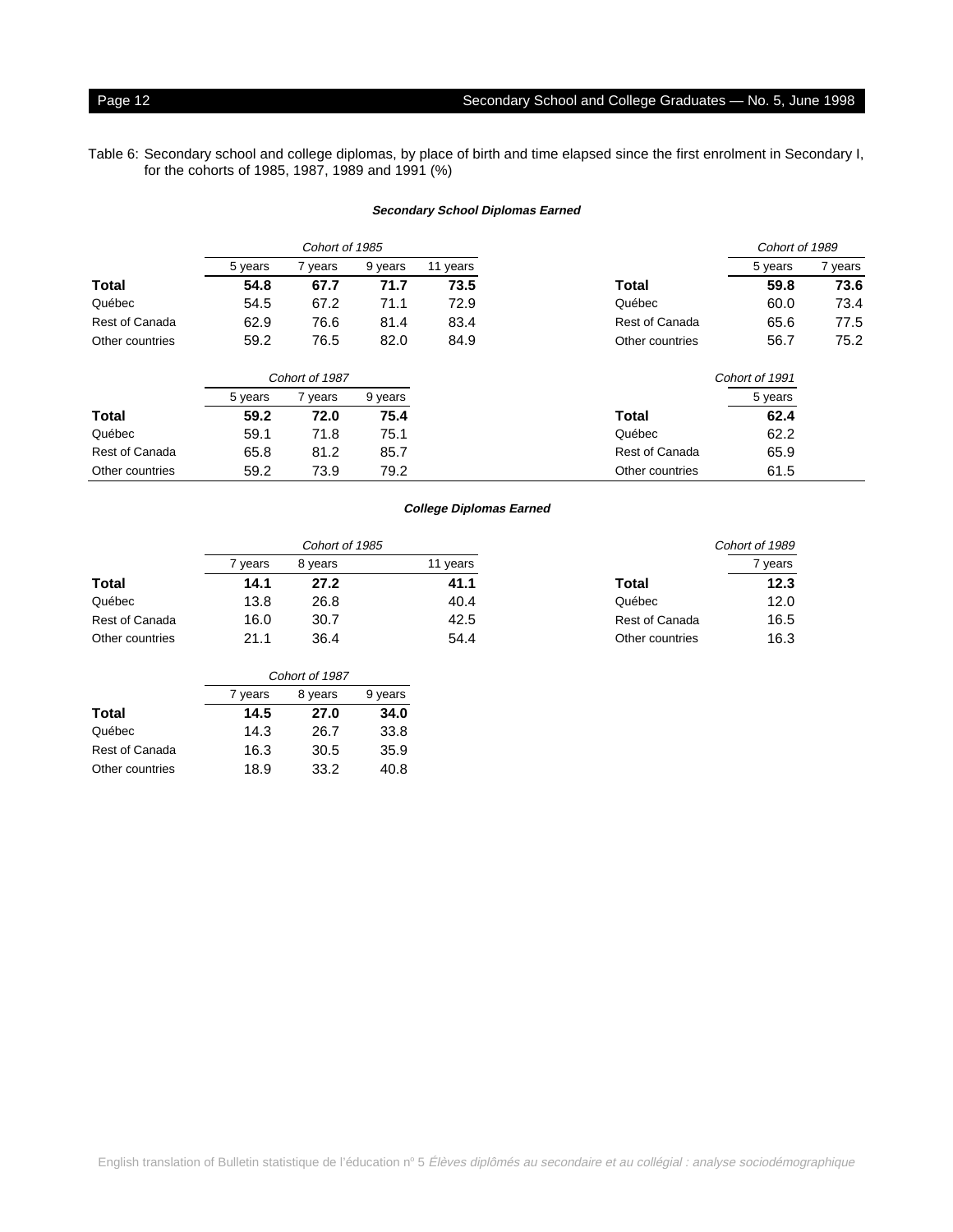Table 6: Secondary school and college diplomas, by place of birth and time elapsed since the first enrolment in Secondary I, for the cohorts of 1985, 1987, 1989 and 1991 (%)

***Secondary School Diplomas Earned***

| | *Cohort of 1985* | | | |
|---|---|---|---|---|
| | 5 years | 7 years | 9 years | 11 years |
| **Total** | **54.8** | **67.7** | **71.7** | **73.5** |
| Québec | 54.5 | 67.2 | 71.1 | 72.9 |
| Rest of Canada | 62.9 | 76.6 | 81.4 | 83.4 |
| Other countries | 59.2 | 76.5 | 82.0 | 84.9 |

| | *Cohort of 1987* | | |
|---|---|---|---|
| | 5 years | 7 years | 9 years |
| **Total** | **59.2** | **72.0** | **75.4** |
| Québec | 59.1 | 71.8 | 75.1 |
| Rest of Canada | 65.8 | 81.2 | 85.7 |
| Other countries | 59.2 | 73.9 | 79.2 |

| | *Cohort of 1989* | |
|---|---|---|
| | 5 years | 7 years |
| **Total** | **59.8** | **73.6** |
| Québec | 60.0 | 73.4 |
| Rest of Canada | 65.6 | 77.5 |
| Other countries | 56.7 | 75.2 |

| | *Cohort of 1991* |
|---|---|
| | 5 years |
| **Total** | **62.4** |
| Québec | 62.2 |
| Rest of Canada | 65.9 |
| Other countries | 61.5 |

***College Diplomas Earned***

| | *Cohort of 1985* | | |
|---|---|---|---|
| | 7 years | 8 years | 11 years |
| **Total** | **14.1** | **27.2** | **41.1** |
| Québec | 13.8 | 26.8 | 40.4 |
| Rest of Canada | 16.0 | 30.7 | 42.5 |
| Other countries | 21.1 | 36.4 | 54.4 |

| | *Cohort of 1987* | | |
|---|---|---|---|
| | 7 years | 8 years | 9 years |
| **Total** | **14.5** | **27.0** | **34.0** |
| Québec | 14.3 | 26.7 | 33.8 |
| Rest of Canada | 16.3 | 30.5 | 35.9 |
| Other countries | 18.9 | 33.2 | 40.8 |

| | *Cohort of 1989* |
|---|---|
| | 7 years |
| **Total** | **12.3** |
| Québec | 12.0 |
| Rest of Canada | 16.5 |
| Other countries | 16.3 |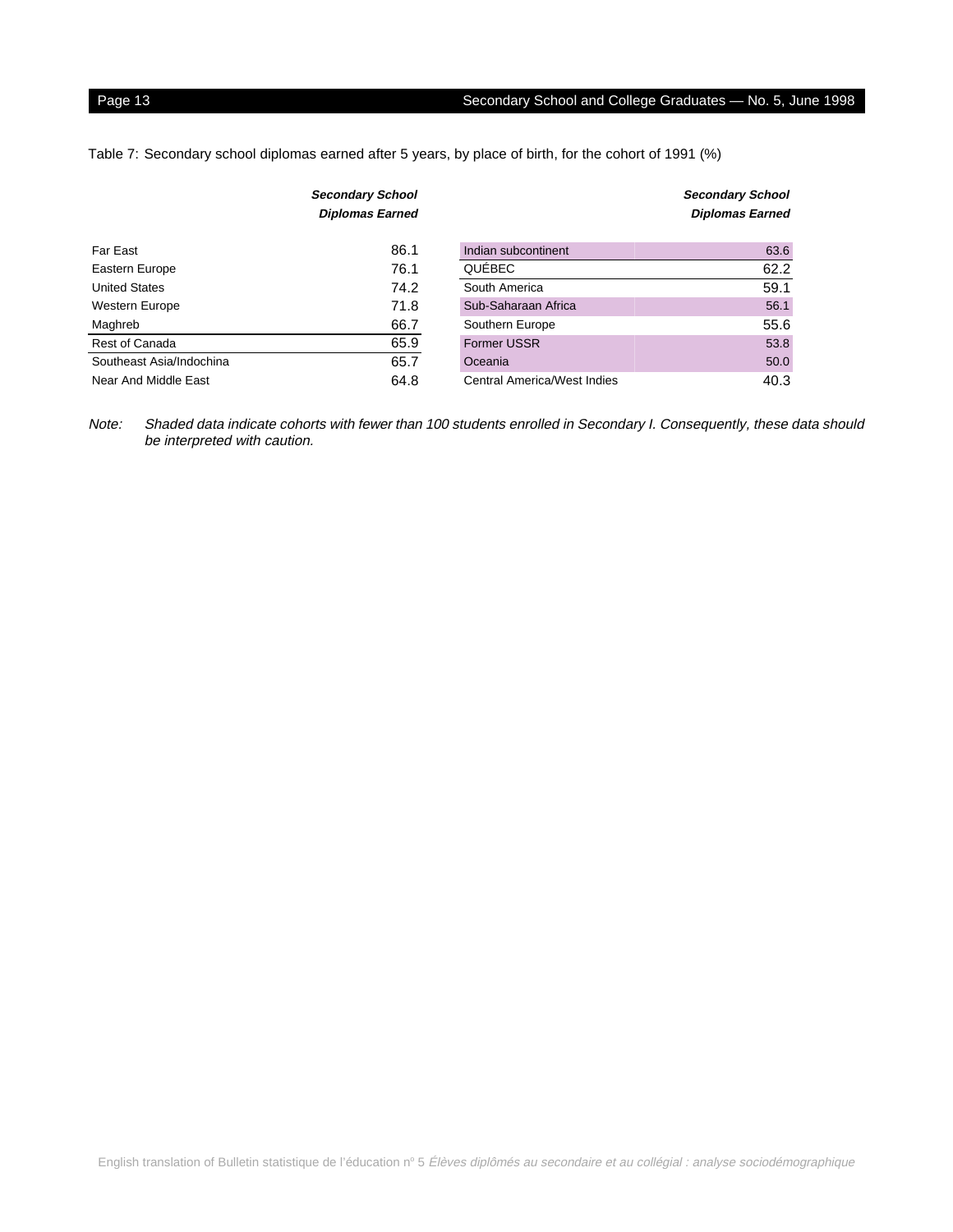Table 7: Secondary school diplomas earned after 5 years, by place of birth, for the cohort of 1991 (%)

| | ***Secondary School Diplomas Earned*** | | ***Secondary School Diplomas Earned*** |
|---|---|---|---|
| Far East | 86.1 | Indian subcontinent | 63.6 |
| Eastern Europe | 76.1 | QUÉBEC | 62.2 |
| United States | 74.2 | South America | 59.1 |
| Western Europe | 71.8 | Sub-Saharaan Africa | 56.1 |
| Maghreb | 66.7 | Southern Europe | 55.6 |
| Rest of Canada | 65.9 | Former USSR | 53.8 |
| Southeast Asia/Indochina | 65.7 | Oceania | 50.0 |
| Near And Middle East | 64.8 | Central America/West Indies | 40.3 |

*Note: Shaded data indicate cohorts with fewer than 100 students enrolled in Secondary I. Consequently, these data should be interpreted with caution.*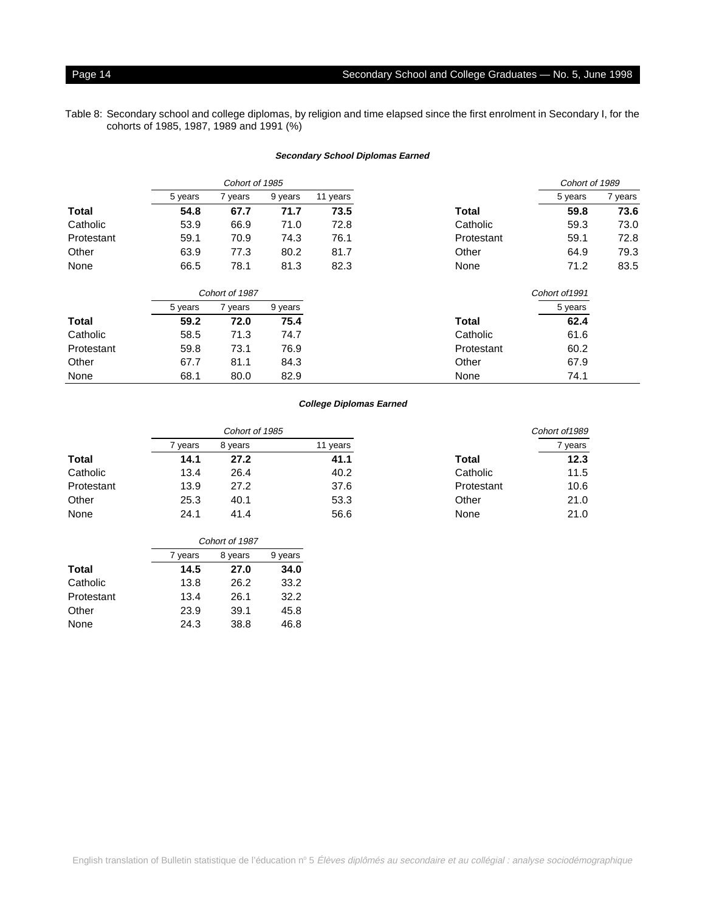Table 8: Secondary school and college diplomas, by religion and time elapsed since the first enrolment in Secondary I, for the cohorts of 1985, 1987, 1989 and 1991 (%)

***Secondary School Diplomas Earned***

| | *Cohort of 1985* | | | |
|---|---|---|---|---|
| | 5 years | 7 years | 9 years | 11 years |
| **Total** | **54.8** | **67.7** | **71.7** | **73.5** |
| Catholic | 53.9 | 66.9 | 71.0 | 72.8 |
| Protestant | 59.1 | 70.9 | 74.3 | 76.1 |
| Other | 63.9 | 77.3 | 80.2 | 81.7 |
| None | 66.5 | 78.1 | 81.3 | 82.3 |

| | *Cohort of 1989* | |
|---|---|---|
| | 5 years | 7 years |
| **Total** | **59.8** | **73.6** |
| Catholic | 59.3 | 73.0 |
| Protestant | 59.1 | 72.8 |
| Other | 64.9 | 79.3 |
| None | 71.2 | 83.5 |

| | *Cohort of 1987* | | |
|---|---|---|---|
| | 5 years | 7 years | 9 years |
| **Total** | **59.2** | **72.0** | **75.4** |
| Catholic | 58.5 | 71.3 | 74.7 |
| Protestant | 59.8 | 73.1 | 76.9 |
| Other | 67.7 | 81.1 | 84.3 |
| None | 68.1 | 80.0 | 82.9 |

| | *Cohort of1991* |
|---|---|
| | 5 years |
| **Total** | **62.4** |
| Catholic | 61.6 |
| Protestant | 60.2 |
| Other | 67.9 |
| None | 74.1 |

***College Diplomas Earned***

| | *Cohort of 1985* | | |
|---|---|---|---|
| | 7 years | 8 years | 11 years |
| **Total** | **14.1** | **27.2** | **41.1** |
| Catholic | 13.4 | 26.4 | 40.2 |
| Protestant | 13.9 | 27.2 | 37.6 |
| Other | 25.3 | 40.1 | 53.3 |
| None | 24.1 | 41.4 | 56.6 |

| | *Cohort of1989* |
|---|---|
| | 7 years |
| **Total** | **12.3** |
| Catholic | 11.5 |
| Protestant | 10.6 |
| Other | 21.0 |
| None | 21.0 |

| | *Cohort of 1987* | | |
|---|---|---|---|
| | 7 years | 8 years | 9 years |
| **Total** | **14.5** | **27.0** | **34.0** |
| Catholic | 13.8 | 26.2 | 33.2 |
| Protestant | 13.4 | 26.1 | 32.2 |
| Other | 23.9 | 39.1 | 45.8 |
| None | 24.3 | 38.8 | 46.8 |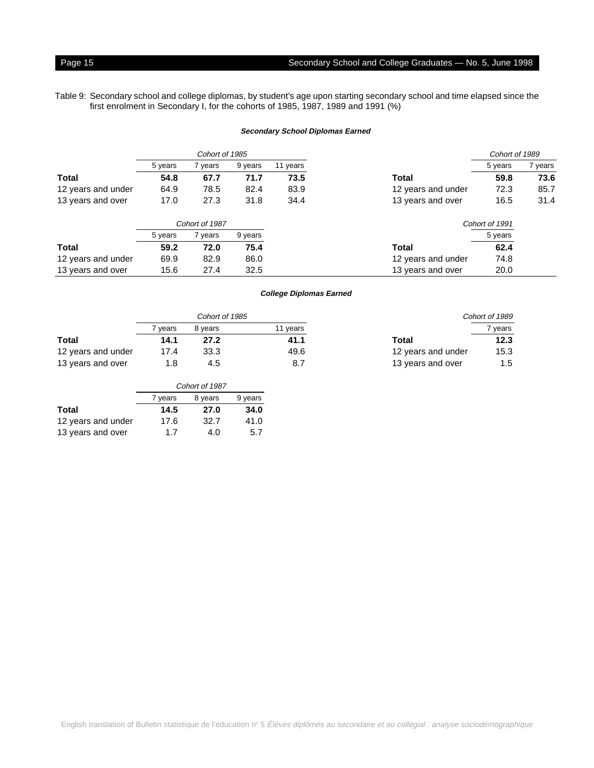Table 9: Secondary school and college diplomas, by student's age upon starting secondary school and time elapsed since the first enrolment in Secondary I, for the cohorts of 1985, 1987, 1989 and 1991 (%)

***Secondary School Diplomas Earned***

| | *Cohort of 1985* | | | |
|---|---|---|---|---|
| | 5 years | 7 years | 9 years | 11 years |
| **Total** | **54.8** | **67.7** | **71.7** | **73.5** |
| 12 years and under | 64.9 | 78.5 | 82.4 | 83.9 |
| 13 years and over | 17.0 | 27.3 | 31.8 | 34.4 |

| | *Cohort of 1989* | |
|---|---|---|
| | 5 years | 7 years |
| **Total** | **59.8** | **73.6** |
| 12 years and under | 72.3 | 85.7 |
| 13 years and over | 16.5 | 31.4 |

| | *Cohort of 1987* | | |
|---|---|---|---|
| | 5 years | 7 years | 9 years |
| **Total** | **59.2** | **72.0** | **75.4** |
| 12 years and under | 69.9 | 82.9 | 86.0 |
| 13 years and over | 15.6 | 27.4 | 32.5 |

| | *Cohort of 1991* |
|---|---|
| | 5 years |
| **Total** | **62.4** |
| 12 years and under | 74.8 |
| 13 years and over | 20.0 |

***College Diplomas Earned***

| | *Cohort of 1985* | | |
|---|---|---|---|
| | 7 years | 8 years | 11 years |
| **Total** | **14.1** | **27.2** | **41.1** |
| 12 years and under | 17.4 | 33.3 | 49.6 |
| 13 years and over | 1.8 | 4.5 | 8.7 |

| | *Cohort of 1989* |
|---|---|
| | 7 years |
| **Total** | **12.3** |
| 12 years and under | 15.3 |
| 13 years and over | 1.5 |

| | *Cohort of 1987* | | |
|---|---|---|---|
| | 7 years | 8 years | 9 years |
| **Total** | **14.5** | **27.0** | **34.0** |
| 12 years and under | 17.6 | 32.7 | 41.0 |
| 13 years and over | 1.7 | 4.0 | 5.7 |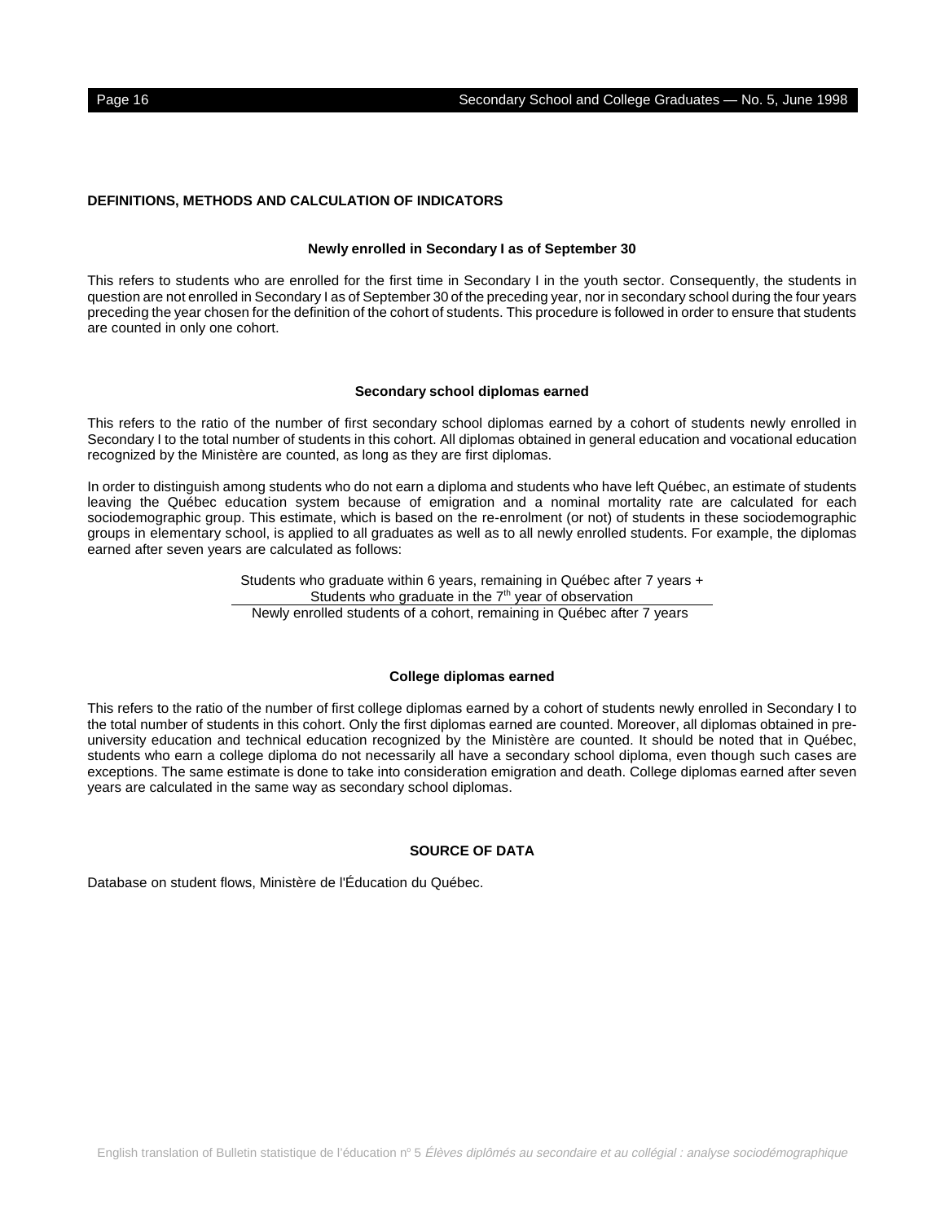## DEFINITIONS, METHODS AND CALCULATION OF INDICATORS

### Newly enrolled in Secondary I as of September 30

This refers to students who are enrolled for the first time in Secondary I in the youth sector. Consequently, the students in question are not enrolled in Secondary I as of September 30 of the preceding year, nor in secondary school during the four years preceding the year chosen for the definition of the cohort of students. This procedure is followed in order to ensure that students are counted in only one cohort.

### Secondary school diplomas earned

This refers to the ratio of the number of first secondary school diplomas earned by a cohort of students newly enrolled in Secondary I to the total number of students in this cohort. All diplomas obtained in general education and vocational education recognized by the Ministère are counted, as long as they are first diplomas.

In order to distinguish among students who do not earn a diploma and students who have left Québec, an estimate of students leaving the Québec education system because of emigration and a nominal mortality rate are calculated for each sociodemographic group. This estimate, which is based on the re-enrolment (or not) of students in these sociodemographic groups in elementary school, is applied to all graduates as well as to all newly enrolled students. For example, the diplomas earned after seven years are calculated as follows:

$$\frac{\text{Students who graduate within 6 years, remaining in Québec after 7 years} + \text{Students who graduate in the } 7^{\text{th}} \text{ year of observation}}{\text{Newly enrolled students of a cohort, remaining in Québec after 7 years}}$$

### College diplomas earned

This refers to the ratio of the number of first college diplomas earned by a cohort of students newly enrolled in Secondary I to the total number of students in this cohort. Only the first diplomas earned are counted. Moreover, all diplomas obtained in pre-university education and technical education recognized by the Ministère are counted. It should be noted that in Québec, students who earn a college diploma do not necessarily all have a secondary school diploma, even though such cases are exceptions. The same estimate is done to take into consideration emigration and death. College diplomas earned after seven years are calculated in the same way as secondary school diplomas.

## SOURCE OF DATA

Database on student flows, Ministère de l'Éducation du Québec.